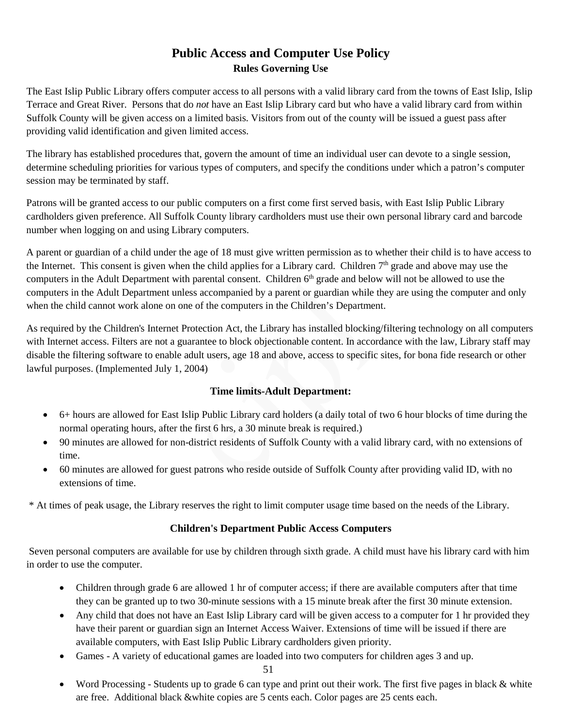# Public Access and Computer Use Policy

## Rules Governing Use

The East Islip Public Library offers computer access to all persons with a valid library card from the towns of East Islip, Islip Terrace and Great River. Persons that do *not* have an East Islip Library card but who have a valid library card from within Suffolk County will be given access on a limited basis. Visitors from out of the county will be issued a guest pass after providing valid identification and given limited access.

The library has established procedures that, govern the amount of time an individual user can devote to a single session, determine scheduling priorities for various types of computers, and specify the conditions under which a patron's computer session may be terminated by staff.

Patrons will be granted access to our public computers on a first come first served basis, with East Islip Public Library cardholders given preference. All Suffolk County library cardholders must use their own personal library card and barcode number when logging on and using Library computers.

A parent or guardian of a child under the age of 18 must give written permission as to whether their child is to have access to the Internet. This consent is given when the child applies for a Library card. Children 7th grade and above may use the computers in the Adult Department with parental consent. Children 6th grade and below will not be allowed to use the computers in the Adult Department unless accompanied by a parent or guardian while they are using the computer and only when the child cannot work alone on one of the computers in the Children's Department.

As required by the Children's Internet Protection Act, the Library has installed blocking/filtering technology on all computers with Internet access. Filters are not a guarantee to block objectionable content. In accordance with the law, Library staff may disable the filtering software to enable adult users, age 18 and above, access to specific sites, for bona fide research or other lawful purposes. (Implemented July 1, 2004)

### Time limits-Adult Department:

- 6+ hours are allowed for East Islip Public Library card holders (a daily total of two 6 hour blocks of time during the normal operating hours, after the first 6 hrs, a 30 minute break is required.)
- 90 minutes are allowed for non-district residents of Suffolk County with a valid library card, with no extensions of time.
- 60 minutes are allowed for guest patrons who reside outside of Suffolk County after providing valid ID, with no extensions of time.

\* At times of peak usage, the Library reserves the right to limit computer usage time based on the needs of the Library.

### Children's Department Public Access Computers

Seven personal computers are available for use by children through sixth grade. A child must have his library card with him in order to use the computer.

- Children through grade 6 are allowed 1 hr of computer access; if there are available computers after that time they can be granted up to two 30-minute sessions with a 15 minute break after the first 30 minute extension.
- Any child that does not have an East Islip Library card will be given access to a computer for 1 hr provided they have their parent or guardian sign an Internet Access Waiver. Extensions of time will be issued if there are available computers, with East Islip Public Library cardholders given priority.
- Games - A variety of educational games are loaded into two computers for children ages 3 and up.
- Word Processing - Students up to grade 6 can type and print out their work. The first five pages in black & white are free. Additional black &white copies are 5 cents each. Color pages are 25 cents each.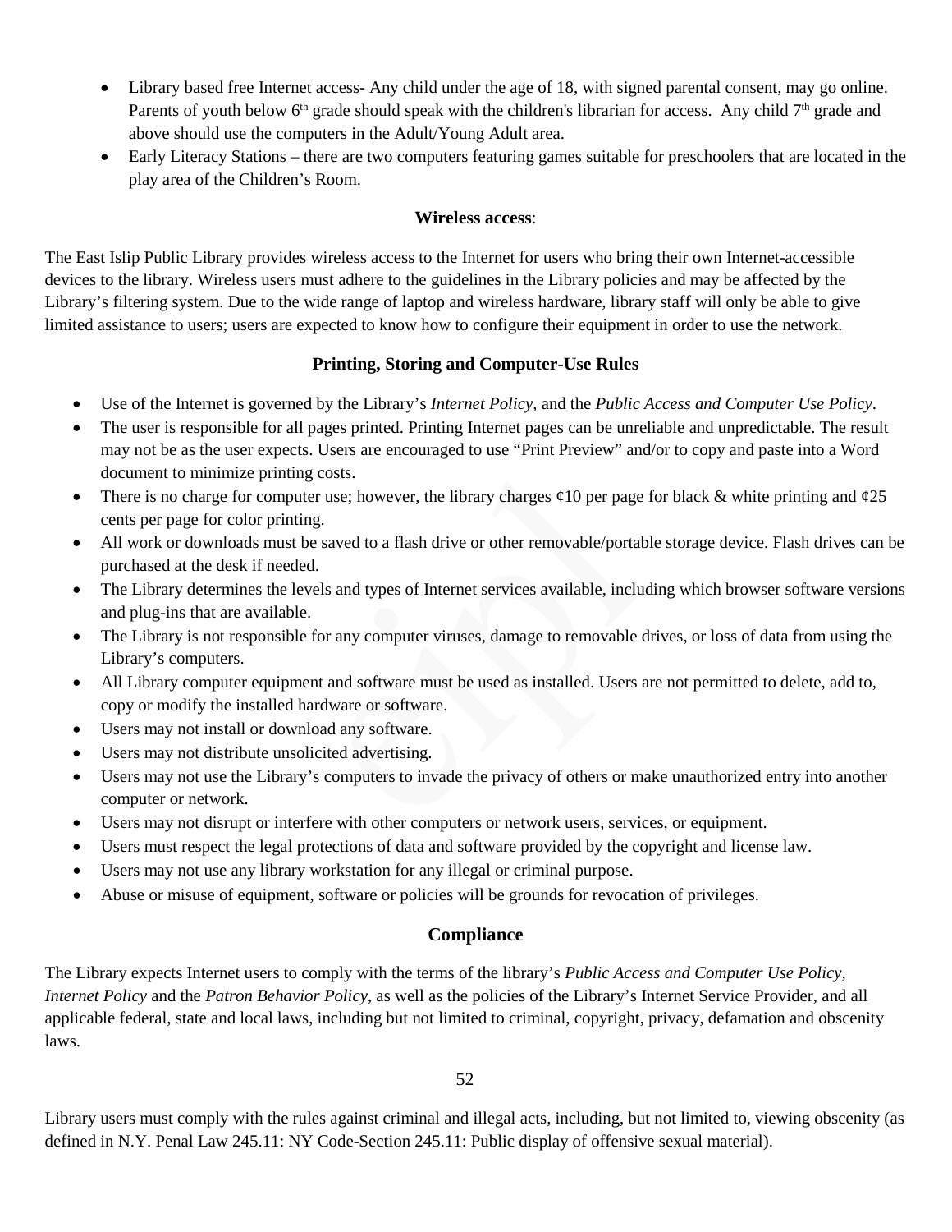- Library based free Internet access- Any child under the age of 18, with signed parental consent, may go online. Parents of youth below 6th grade should speak with the children's librarian for access. Any child 7th grade and above should use the computers in the Adult/Young Adult area.
- Early Literacy Stations – there are two computers featuring games suitable for preschoolers that are located in the play area of the Children's Room.

### **Wireless access**:

The East Islip Public Library provides wireless access to the Internet for users who bring their own Internet-accessible devices to the library. Wireless users must adhere to the guidelines in the Library policies and may be affected by the Library's filtering system. Due to the wide range of laptop and wireless hardware, library staff will only be able to give limited assistance to users; users are expected to know how to configure their equipment in order to use the network.

### **Printing, Storing and Computer-Use Rules**

- Use of the Internet is governed by the Library's *Internet Policy,* and the *Public Access and Computer Use Policy*.
- The user is responsible for all pages printed. Printing Internet pages can be unreliable and unpredictable. The result may not be as the user expects. Users are encouraged to use "Print Preview" and/or to copy and paste into a Word document to minimize printing costs.
- There is no charge for computer use; however, the library charges ¢10 per page for black & white printing and ¢25 cents per page for color printing.
- All work or downloads must be saved to a flash drive or other removable/portable storage device. Flash drives can be purchased at the desk if needed.
- The Library determines the levels and types of Internet services available, including which browser software versions and plug-ins that are available.
- The Library is not responsible for any computer viruses, damage to removable drives, or loss of data from using the Library's computers.
- All Library computer equipment and software must be used as installed. Users are not permitted to delete, add to, copy or modify the installed hardware or software.
- Users may not install or download any software.
- Users may not distribute unsolicited advertising.
- Users may not use the Library's computers to invade the privacy of others or make unauthorized entry into another computer or network.
- Users may not disrupt or interfere with other computers or network users, services, or equipment.
- Users must respect the legal protections of data and software provided by the copyright and license law.
- Users may not use any library workstation for any illegal or criminal purpose.
- Abuse or misuse of equipment, software or policies will be grounds for revocation of privileges.

### **Compliance**

The Library expects Internet users to comply with the terms of the library's *Public Access and Computer Use Policy, Internet Policy* and the *Patron Behavior Policy*, as well as the policies of the Library's Internet Service Provider, and all applicable federal, state and local laws, including but not limited to criminal, copyright, privacy, defamation and obscenity laws.

Library users must comply with the rules against criminal and illegal acts, including, but not limited to, viewing obscenity (as defined in N.Y. Penal Law 245.11: NY Code-Section 245.11: Public display of offensive sexual material).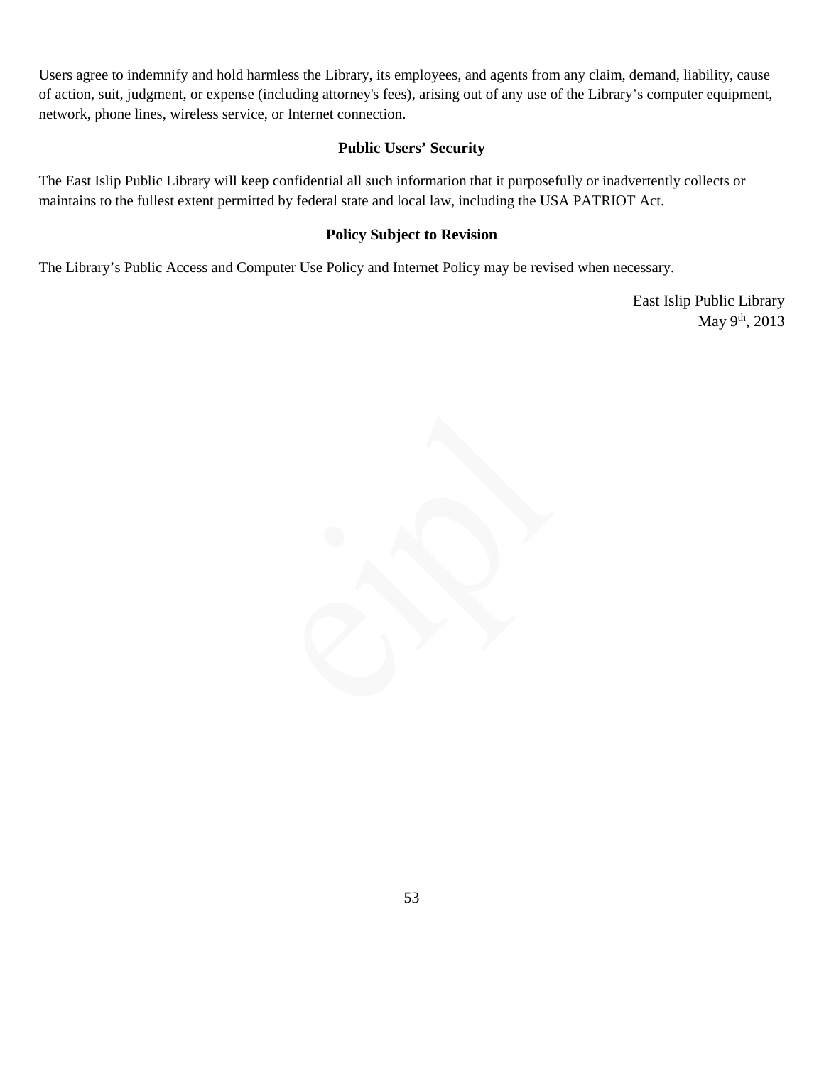Users agree to indemnify and hold harmless the Library, its employees, and agents from any claim, demand, liability, cause of action, suit, judgment, or expense (including attorney's fees), arising out of any use of the Library's computer equipment, network, phone lines, wireless service, or Internet connection.

**Public Users' Security**

The East Islip Public Library will keep confidential all such information that it purposefully or inadvertently collects or maintains to the fullest extent permitted by federal state and local law, including the USA PATRIOT Act.

**Policy Subject to Revision**

The Library's Public Access and Computer Use Policy and Internet Policy may be revised when necessary.

East Islip Public Library
May 9th, 2013